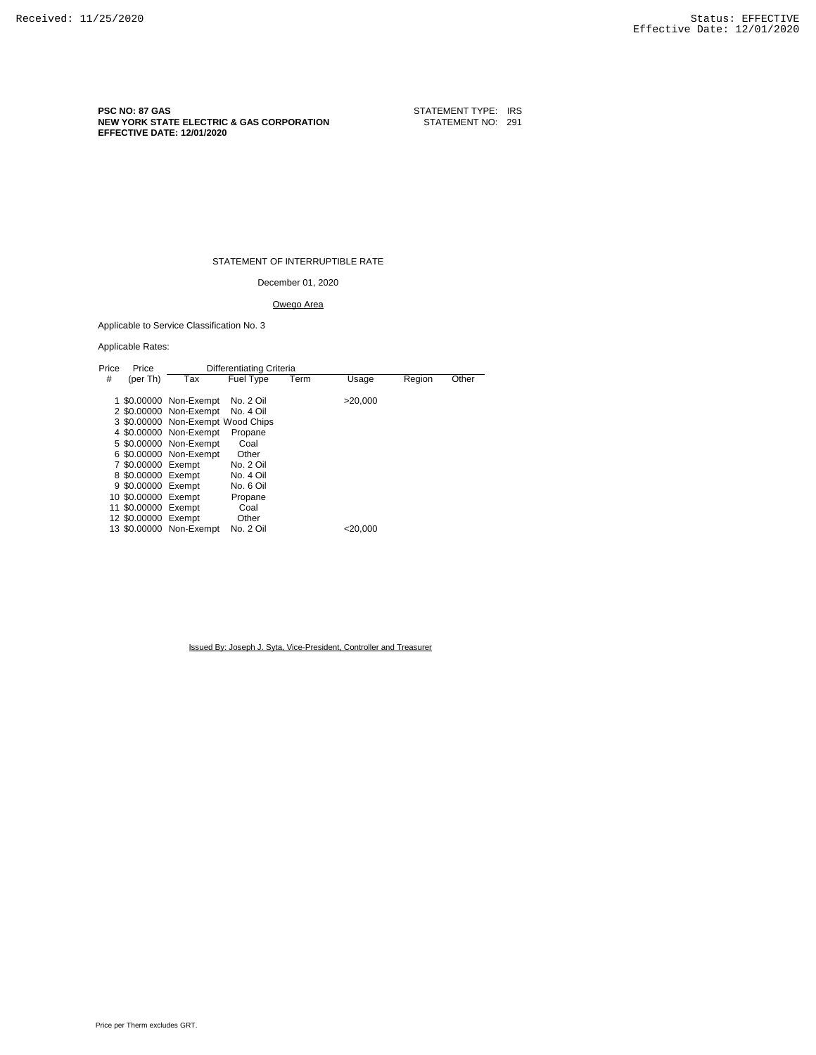**PSC NO: 87 GAS**
**NEW YORK STATE ELECTRIC & GAS CORPORATION**
**EFFECTIVE DATE: 12/01/2020**

STATEMENT TYPE: IRS
STATEMENT NO: 291

STATEMENT OF INTERRUPTIBLE RATE

December 01, 2020

Owego Area

Applicable to Service Classification No. 3

Applicable Rates:

| Price # | Price (per Th) | Tax | Fuel Type | Term | Usage | Region | Other |
|---|---|---|---|---|---|---|---|
| | | Differentiating Criteria | | | | | |
| 1 | $0.00000 | Non-Exempt | No. 2 Oil | | >20,000 | | |
| 2 | $0.00000 | Non-Exempt | No. 4 Oil | | | | |
| 3 | $0.00000 | Non-Exempt | Wood Chips | | | | |
| 4 | $0.00000 | Non-Exempt | Propane | | | | |
| 5 | $0.00000 | Non-Exempt | Coal | | | | |
| 6 | $0.00000 | Non-Exempt | Other | | | | |
| 7 | $0.00000 | Exempt | No. 2 Oil | | | | |
| 8 | $0.00000 | Exempt | No. 4 Oil | | | | |
| 9 | $0.00000 | Exempt | No. 6 Oil | | | | |
| 10 | $0.00000 | Exempt | Propane | | | | |
| 11 | $0.00000 | Exempt | Coal | | | | |
| 12 | $0.00000 | Exempt | Other | | | | |
| 13 | $0.00000 | Non-Exempt | No. 2 Oil | | <20,000 | | |

Issued By: Joseph J. Syta, Vice-President, Controller and Treasurer

Price per Therm excludes GRT.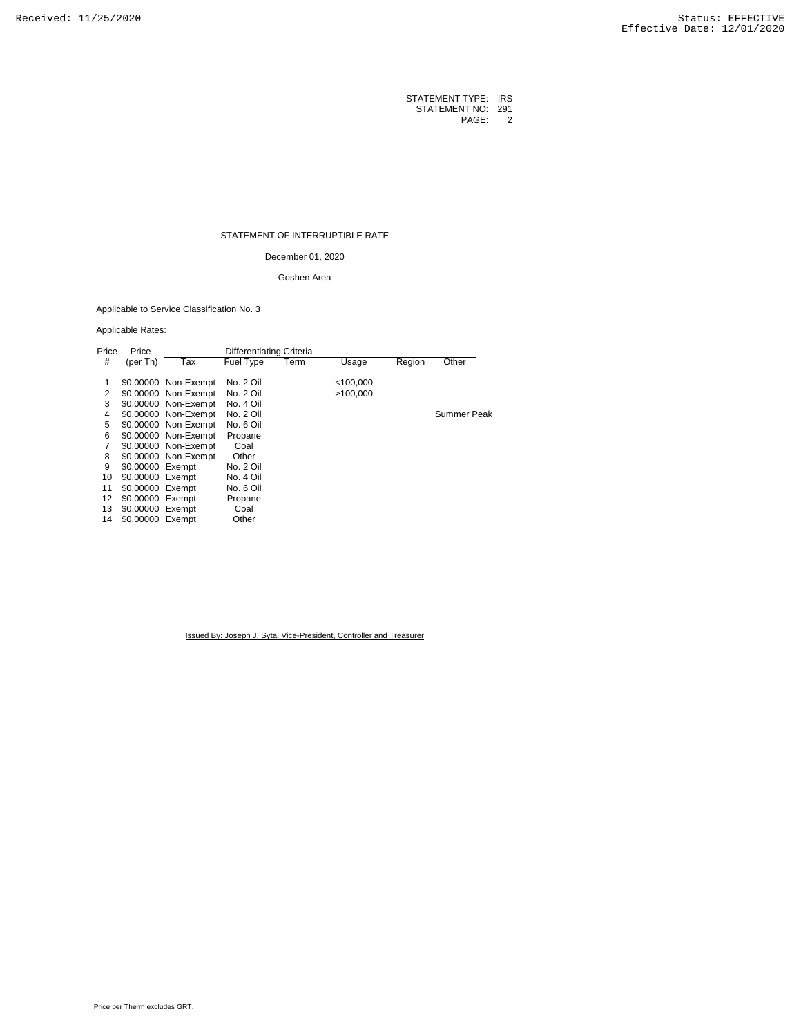Received: 11/25/2020

Status: EFFECTIVE
Effective Date: 12/01/2020

STATEMENT TYPE: IRS
STATEMENT NO: 291
PAGE: 2

STATEMENT OF INTERRUPTIBLE RATE

December 01, 2020

Goshen Area

Applicable to Service Classification No. 3

Applicable Rates:

| Price # | Price (per Th) | Differentiating Criteria Tax | Fuel Type | Term | Usage | Region | Other |
|---|---|---|---|---|---|---|---|
| 1 | $0.00000 | Non-Exempt | No. 2 Oil | | <100,000 | | |
| 2 | $0.00000 | Non-Exempt | No. 2 Oil | | >100,000 | | |
| 3 | $0.00000 | Non-Exempt | No. 4 Oil | | | | |
| 4 | $0.00000 | Non-Exempt | No. 2 Oil | | | | Summer Peak |
| 5 | $0.00000 | Non-Exempt | No. 6 Oil | | | | |
| 6 | $0.00000 | Non-Exempt | Propane | | | | |
| 7 | $0.00000 | Non-Exempt | Coal | | | | |
| 8 | $0.00000 | Non-Exempt | Other | | | | |
| 9 | $0.00000 | Exempt | No. 2 Oil | | | | |
| 10 | $0.00000 | Exempt | No. 4 Oil | | | | |
| 11 | $0.00000 | Exempt | No. 6 Oil | | | | |
| 12 | $0.00000 | Exempt | Propane | | | | |
| 13 | $0.00000 | Exempt | Coal | | | | |
| 14 | $0.00000 | Exempt | Other | | | | |

Issued By: Joseph J. Syta, Vice-President, Controller and Treasurer

Price per Therm excludes GRT.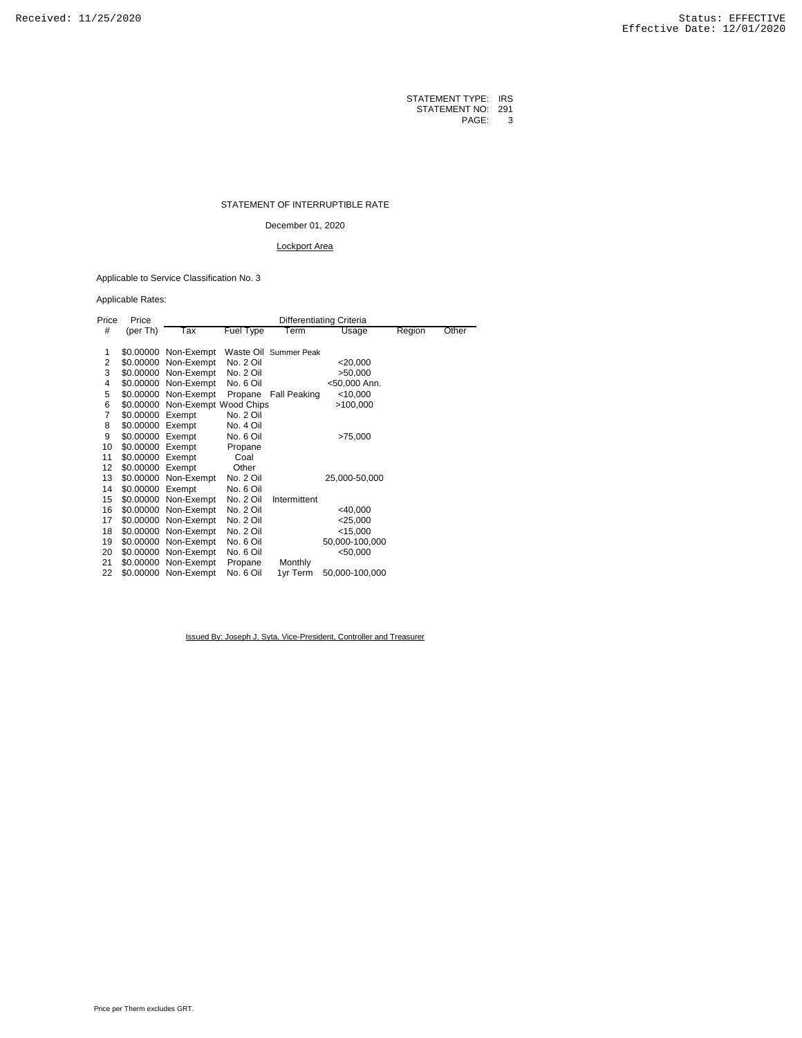STATEMENT TYPE: IRS
STATEMENT NO: 291
PAGE: 3

STATEMENT OF INTERRUPTIBLE RATE

December 01, 2020

Lockport Area

Applicable to Service Classification No. 3

Applicable Rates:

| Price # | Price (per Th) | Differentiating Criteria Tax | Fuel Type | Term | Usage | Region | Other |
|---|---|---|---|---|---|---|---|
| 1 | $0.00000 | Non-Exempt | Waste Oil | Summer Peak | | | |
| 2 | $0.00000 | Non-Exempt | No. 2 Oil | | <20,000 | | |
| 3 | $0.00000 | Non-Exempt | No. 2 Oil | | >50,000 | | |
| 4 | $0.00000 | Non-Exempt | No. 6 Oil | | <50,000 Ann. | | |
| 5 | $0.00000 | Non-Exempt | Propane | Fall Peaking | <10,000 | | |
| 6 | $0.00000 | Non-Exempt | Wood Chips | | >100,000 | | |
| 7 | $0.00000 | Exempt | No. 2 Oil | | | | |
| 8 | $0.00000 | Exempt | No. 4 Oil | | | | |
| 9 | $0.00000 | Exempt | No. 6 Oil | | >75,000 | | |
| 10 | $0.00000 | Exempt | Propane | | | | |
| 11 | $0.00000 | Exempt | Coal | | | | |
| 12 | $0.00000 | Exempt | Other | | | | |
| 13 | $0.00000 | Non-Exempt | No. 2 Oil | | 25,000-50,000 | | |
| 14 | $0.00000 | Exempt | No. 6 Oil | | | | |
| 15 | $0.00000 | Non-Exempt | No. 2 Oil | Intermittent | | | |
| 16 | $0.00000 | Non-Exempt | No. 2 Oil | | <40,000 | | |
| 17 | $0.00000 | Non-Exempt | No. 2 Oil | | <25,000 | | |
| 18 | $0.00000 | Non-Exempt | No. 2 Oil | | <15,000 | | |
| 19 | $0.00000 | Non-Exempt | No. 6 Oil | | 50,000-100,000 | | |
| 20 | $0.00000 | Non-Exempt | No. 6 Oil | | <50,000 | | |
| 21 | $0.00000 | Non-Exempt | Propane | Monthly | | | |
| 22 | $0.00000 | Non-Exempt | No. 6 Oil | 1yr Term | 50,000-100,000 | | |

Issued By: Joseph J. Syta, Vice-President, Controller and Treasurer

Price per Therm excludes GRT.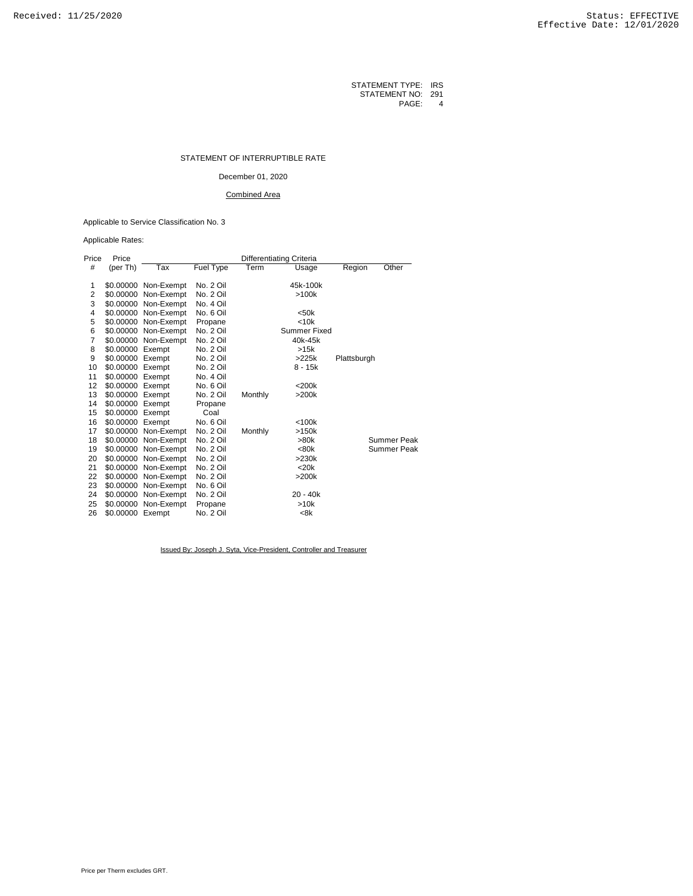Received: 11/25/2020

Status: EFFECTIVE
Effective Date: 12/01/2020

STATEMENT TYPE: IRS
STATEMENT NO: 291
PAGE: 4

STATEMENT OF INTERRUPTIBLE RATE

December 01, 2020

Combined Area

Applicable to Service Classification No. 3

Applicable Rates:

| Price # | Price (per Th) | Tax | Fuel Type | Term | Usage | Region | Other |
|---|---|---|---|---|---|---|---|
| | | Differentiating Criteria | | | | | |
| 1 | $0.00000 | Non-Exempt | No. 2 Oil | | 45k-100k | | |
| 2 | $0.00000 | Non-Exempt | No. 2 Oil | | >100k | | |
| 3 | $0.00000 | Non-Exempt | No. 4 Oil | | | | |
| 4 | $0.00000 | Non-Exempt | No. 6 Oil | | <50k | | |
| 5 | $0.00000 | Non-Exempt | Propane | | <10k | | |
| 6 | $0.00000 | Non-Exempt | No. 2 Oil | | Summer Fixed | | |
| 7 | $0.00000 | Non-Exempt | No. 2 Oil | | 40k-45k | | |
| 8 | $0.00000 | Exempt | No. 2 Oil | | >15k | | |
| 9 | $0.00000 | Exempt | No. 2 Oil | | >225k | Plattsburgh | |
| 10 | $0.00000 | Exempt | No. 2 Oil | | 8 - 15k | | |
| 11 | $0.00000 | Exempt | No. 4 Oil | | | | |
| 12 | $0.00000 | Exempt | No. 6 Oil | | <200k | | |
| 13 | $0.00000 | Exempt | No. 2 Oil | Monthly | >200k | | |
| 14 | $0.00000 | Exempt | Propane | | | | |
| 15 | $0.00000 | Exempt | Coal | | | | |
| 16 | $0.00000 | Exempt | No. 6 Oil | | <100k | | |
| 17 | $0.00000 | Non-Exempt | No. 2 Oil | Monthly | >150k | | |
| 18 | $0.00000 | Non-Exempt | No. 2 Oil | | >80k | | Summer Peak |
| 19 | $0.00000 | Non-Exempt | No. 2 Oil | | <80k | | Summer Peak |
| 20 | $0.00000 | Non-Exempt | No. 2 Oil | | >230k | | |
| 21 | $0.00000 | Non-Exempt | No. 2 Oil | | <20k | | |
| 22 | $0.00000 | Non-Exempt | No. 2 Oil | | >200k | | |
| 23 | $0.00000 | Non-Exempt | No. 6 Oil | | | | |
| 24 | $0.00000 | Non-Exempt | No. 2 Oil | | 20 - 40k | | |
| 25 | $0.00000 | Non-Exempt | Propane | | >10k | | |
| 26 | $0.00000 | Exempt | No. 2 Oil | | <8k | | |

Issued By: Joseph J. Syta, Vice-President, Controller and Treasurer

Price per Therm excludes GRT.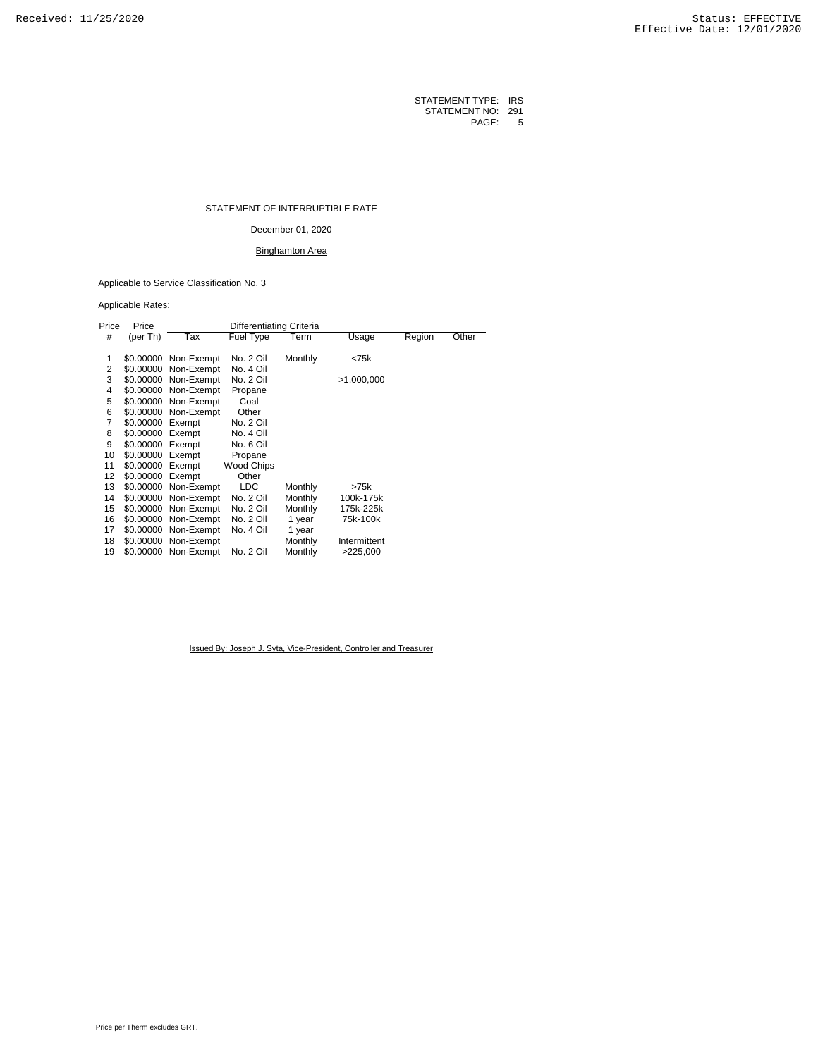Received: 11/25/2020 Status: EFFECTIVE
Effective Date: 12/01/2020

STATEMENT TYPE: IRS
STATEMENT NO: 291
PAGE: 5

# STATEMENT OF INTERRUPTIBLE RATE

December 01, 2020

Binghamton Area

Applicable to Service Classification No. 3

Applicable Rates:

| Price # | Price (per Th) | Tax | Fuel Type | Term | Usage | Region | Other |
|---|---|---|---|---|---|---|---|
| | | Differentiating Criteria | | | | | |
| 1 | $0.00000 | Non-Exempt | No. 2 Oil | Monthly | <75k | | |
| 2 | $0.00000 | Non-Exempt | No. 4 Oil | | | | |
| 3 | $0.00000 | Non-Exempt | No. 2 Oil | | >1,000,000 | | |
| 4 | $0.00000 | Non-Exempt | Propane | | | | |
| 5 | $0.00000 | Non-Exempt | Coal | | | | |
| 6 | $0.00000 | Non-Exempt | Other | | | | |
| 7 | $0.00000 | Exempt | No. 2 Oil | | | | |
| 8 | $0.00000 | Exempt | No. 4 Oil | | | | |
| 9 | $0.00000 | Exempt | No. 6 Oil | | | | |
| 10 | $0.00000 | Exempt | Propane | | | | |
| 11 | $0.00000 | Exempt | Wood Chips | | | | |
| 12 | $0.00000 | Exempt | Other | | | | |
| 13 | $0.00000 | Non-Exempt | LDC | Monthly | >75k | | |
| 14 | $0.00000 | Non-Exempt | No. 2 Oil | Monthly | 100k-175k | | |
| 15 | $0.00000 | Non-Exempt | No. 2 Oil | Monthly | 175k-225k | | |
| 16 | $0.00000 | Non-Exempt | No. 2 Oil | 1 year | 75k-100k | | |
| 17 | $0.00000 | Non-Exempt | No. 4 Oil | 1 year | | | |
| 18 | $0.00000 | Non-Exempt | | Monthly | Intermittent | | |
| 19 | $0.00000 | Non-Exempt | No. 2 Oil | Monthly | >225,000 | | |

Issued By: Joseph J. Syta, Vice-President, Controller and Treasurer

Price per Therm excludes GRT.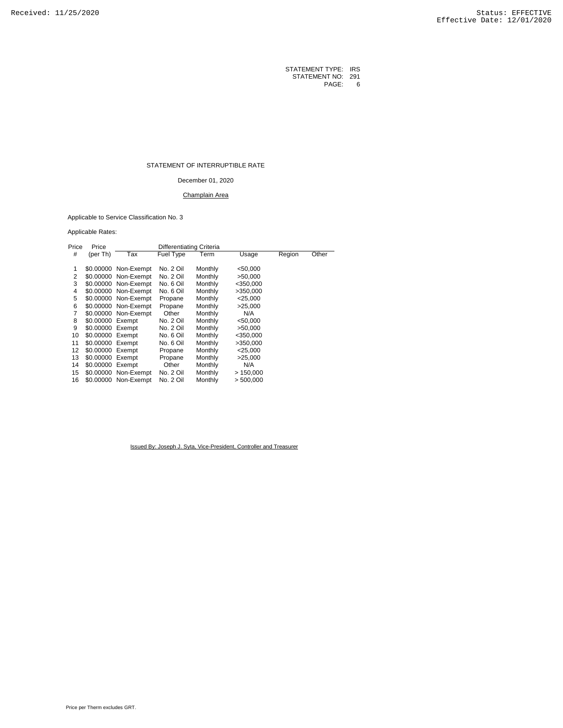Received: 11/25/2020

Status: EFFECTIVE
Effective Date: 12/01/2020

STATEMENT TYPE: IRS
STATEMENT NO: 291
PAGE: 6

## STATEMENT OF INTERRUPTIBLE RATE

December 01, 2020

Champlain Area

Applicable to Service Classification No. 3

Applicable Rates:

| Price # | Price (per Th) | Differentiating Criteria Tax | Fuel Type | Term | Usage | Region | Other |
|---|---|---|---|---|---|---|---|
| 1 | $0.00000 | Non-Exempt | No. 2 Oil | Monthly | <50,000 | | |
| 2 | $0.00000 | Non-Exempt | No. 2 Oil | Monthly | >50,000 | | |
| 3 | $0.00000 | Non-Exempt | No. 6 Oil | Monthly | <350,000 | | |
| 4 | $0.00000 | Non-Exempt | No. 6 Oil | Monthly | >350,000 | | |
| 5 | $0.00000 | Non-Exempt | Propane | Monthly | <25,000 | | |
| 6 | $0.00000 | Non-Exempt | Propane | Monthly | >25,000 | | |
| 7 | $0.00000 | Non-Exempt | Other | Monthly | N/A | | |
| 8 | $0.00000 | Exempt | No. 2 Oil | Monthly | <50,000 | | |
| 9 | $0.00000 | Exempt | No. 2 Oil | Monthly | >50,000 | | |
| 10 | $0.00000 | Exempt | No. 6 Oil | Monthly | <350,000 | | |
| 11 | $0.00000 | Exempt | No. 6 Oil | Monthly | >350,000 | | |
| 12 | $0.00000 | Exempt | Propane | Monthly | <25,000 | | |
| 13 | $0.00000 | Exempt | Propane | Monthly | >25,000 | | |
| 14 | $0.00000 | Exempt | Other | Monthly | N/A | | |
| 15 | $0.00000 | Non-Exempt | No. 2 Oil | Monthly | > 150,000 | | |
| 16 | $0.00000 | Non-Exempt | No. 2 Oil | Monthly | > 500,000 | | |

Issued By: Joseph J. Syta, Vice-President, Controller and Treasurer

Price per Therm excludes GRT.